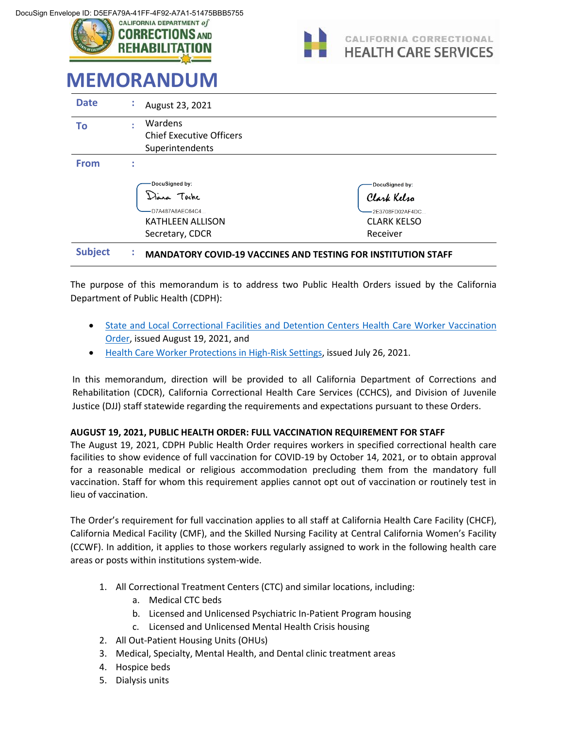DocuSign Envelope ID: D5EFA79A-41FF-4F92-A7A1-51475BBB5755

CALIFORNIA DEPARTMENT of CORRECTIONS AND REHABILITATION

CALIFORNIA CORRECTIONAL HEALTH CARE SERVICES

# MEMORANDUM

| | | |
|---|---|---|
| **Date** | : | August 23, 2021 |
| **To** | : | Wardens<br>Chief Executive Officers<br>Superintendents |
| **From** | : | DocuSigned by: Diana Toche<br>D7A487A8AEC64C4...<br>KATHLEEN ALLISON<br>Secretary, CDCR<br><br>DocuSigned by: Clark Kelso<br>2E3708FD02AF4DC...<br>CLARK KELSO<br>Receiver |
| **Subject** | : | **MANDATORY COVID-19 VACCINES AND TESTING FOR INSTITUTION STAFF** |

The purpose of this memorandum is to address two Public Health Orders issued by the California Department of Public Health (CDPH):

- State and Local Correctional Facilities and Detention Centers Health Care Worker Vaccination Order, issued August 19, 2021, and
- Health Care Worker Protections in High-Risk Settings, issued July 26, 2021.

In this memorandum, direction will be provided to all California Department of Corrections and Rehabilitation (CDCR), California Correctional Health Care Services (CCHCS), and Division of Juvenile Justice (DJJ) staff statewide regarding the requirements and expectations pursuant to these Orders.

**AUGUST 19, 2021, PUBLIC HEALTH ORDER: FULL VACCINATION REQUIREMENT FOR STAFF**

The August 19, 2021, CDPH Public Health Order requires workers in specified correctional health care facilities to show evidence of full vaccination for COVID-19 by October 14, 2021, or to obtain approval for a reasonable medical or religious accommodation precluding them from the mandatory full vaccination. Staff for whom this requirement applies cannot opt out of vaccination or routinely test in lieu of vaccination.

The Order's requirement for full vaccination applies to all staff at California Health Care Facility (CHCF), California Medical Facility (CMF), and the Skilled Nursing Facility at Central California Women's Facility (CCWF). In addition, it applies to those workers regularly assigned to work in the following health care areas or posts within institutions system-wide.

1. All Correctional Treatment Centers (CTC) and similar locations, including:
   a. Medical CTC beds
   b. Licensed and Unlicensed Psychiatric In-Patient Program housing
   c. Licensed and Unlicensed Mental Health Crisis housing
2. All Out-Patient Housing Units (OHUs)
3. Medical, Specialty, Mental Health, and Dental clinic treatment areas
4. Hospice beds
5. Dialysis units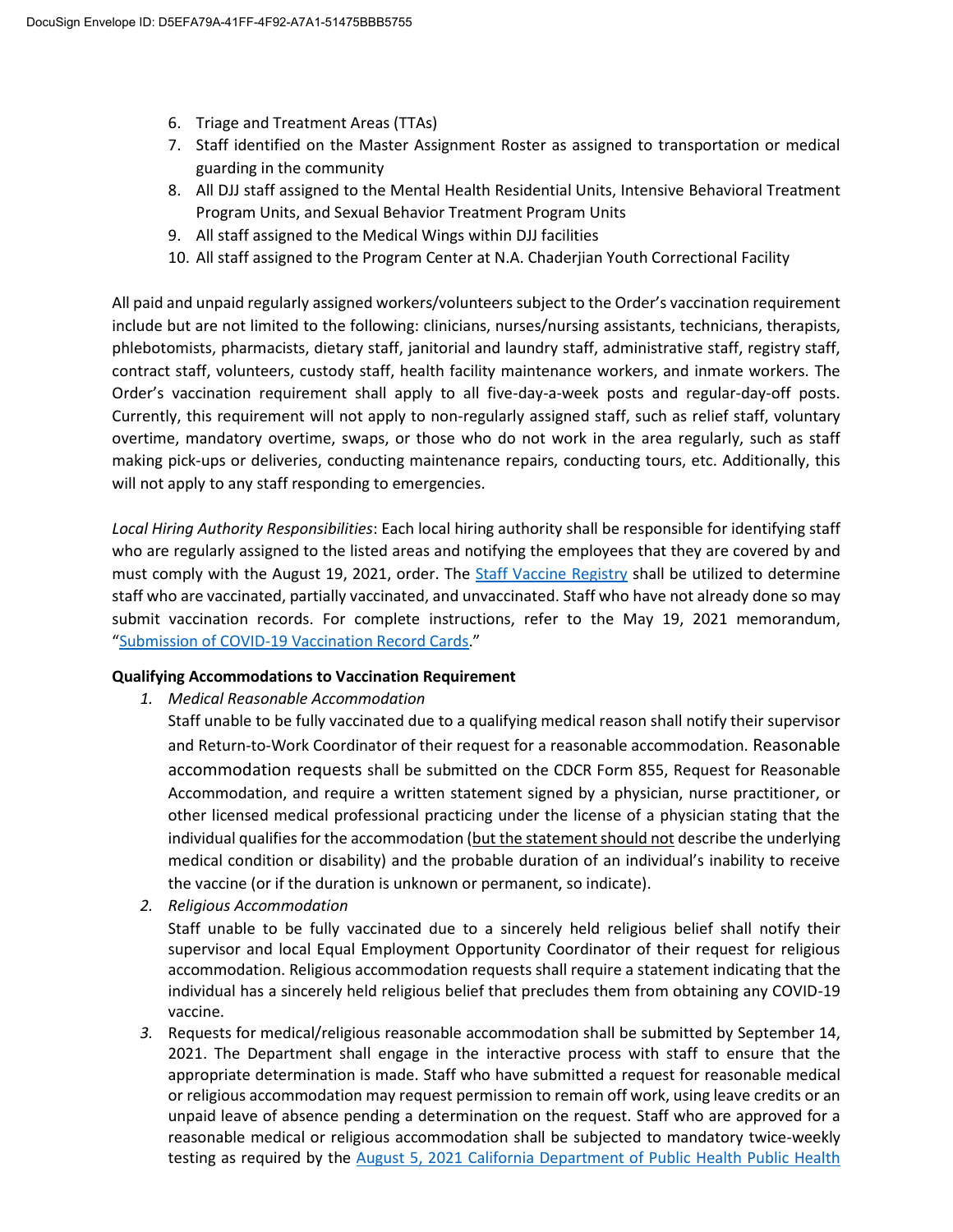6. Triage and Treatment Areas (TTAs)
7. Staff identified on the Master Assignment Roster as assigned to transportation or medical guarding in the community
8. All DJJ staff assigned to the Mental Health Residential Units, Intensive Behavioral Treatment Program Units, and Sexual Behavior Treatment Program Units
9. All staff assigned to the Medical Wings within DJJ facilities
10. All staff assigned to the Program Center at N.A. Chaderjian Youth Correctional Facility

All paid and unpaid regularly assigned workers/volunteers subject to the Order's vaccination requirement include but are not limited to the following: clinicians, nurses/nursing assistants, technicians, therapists, phlebotomists, pharmacists, dietary staff, janitorial and laundry staff, administrative staff, registry staff, contract staff, volunteers, custody staff, health facility maintenance workers, and inmate workers. The Order's vaccination requirement shall apply to all five-day-a-week posts and regular-day-off posts. Currently, this requirement will not apply to non-regularly assigned staff, such as relief staff, voluntary overtime, mandatory overtime, swaps, or those who do not work in the area regularly, such as staff making pick-ups or deliveries, conducting maintenance repairs, conducting tours, etc. Additionally, this will not apply to any staff responding to emergencies.

*Local Hiring Authority Responsibilities*: Each local hiring authority shall be responsible for identifying staff who are regularly assigned to the listed areas and notifying the employees that they are covered by and must comply with the August 19, 2021, order. The Staff Vaccine Registry shall be utilized to determine staff who are vaccinated, partially vaccinated, and unvaccinated. Staff who have not already done so may submit vaccination records. For complete instructions, refer to the May 19, 2021 memorandum, "Submission of COVID-19 Vaccination Record Cards."

**Qualifying Accommodations to Vaccination Requirement**

1. *Medical Reasonable Accommodation*
   Staff unable to be fully vaccinated due to a qualifying medical reason shall notify their supervisor and Return-to-Work Coordinator of their request for a reasonable accommodation. Reasonable accommodation requests shall be submitted on the CDCR Form 855, Request for Reasonable Accommodation, and require a written statement signed by a physician, nurse practitioner, or other licensed medical professional practicing under the license of a physician stating that the individual qualifies for the accommodation (but the statement should not describe the underlying medical condition or disability) and the probable duration of an individual's inability to receive the vaccine (or if the duration is unknown or permanent, so indicate).
2. *Religious Accommodation*
   Staff unable to be fully vaccinated due to a sincerely held religious belief shall notify their supervisor and local Equal Employment Opportunity Coordinator of their request for religious accommodation. Religious accommodation requests shall require a statement indicating that the individual has a sincerely held religious belief that precludes them from obtaining any COVID-19 vaccine.
3. Requests for medical/religious reasonable accommodation shall be submitted by September 14, 2021. The Department shall engage in the interactive process with staff to ensure that the appropriate determination is made. Staff who have submitted a request for reasonable medical or religious accommodation may request permission to remain off work, using leave credits or an unpaid leave of absence pending a determination on the request. Staff who are approved for a reasonable medical or religious accommodation shall be subjected to mandatory twice-weekly testing as required by the August 5, 2021 California Department of Public Health Public Health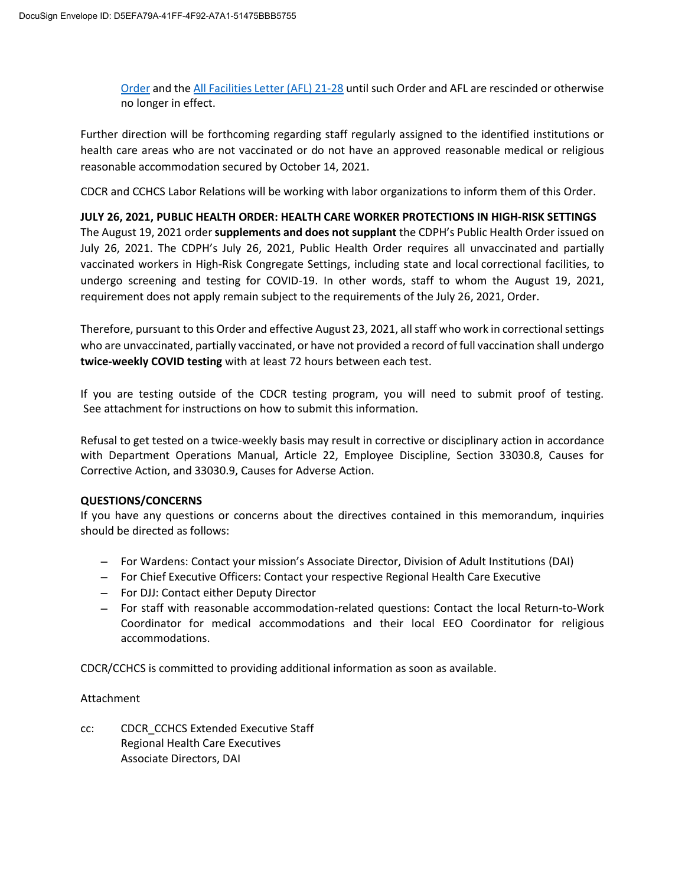Order and the All Facilities Letter (AFL) 21-28 until such Order and AFL are rescinded or otherwise no longer in effect.

Further direction will be forthcoming regarding staff regularly assigned to the identified institutions or health care areas who are not vaccinated or do not have an approved reasonable medical or religious reasonable accommodation secured by October 14, 2021.

CDCR and CCHCS Labor Relations will be working with labor organizations to inform them of this Order.

**JULY 26, 2021, PUBLIC HEALTH ORDER: HEALTH CARE WORKER PROTECTIONS IN HIGH-RISK SETTINGS**
The August 19, 2021 order **supplements and does not supplant** the CDPH's Public Health Order issued on July 26, 2021. The CDPH's July 26, 2021, Public Health Order requires all unvaccinated and partially vaccinated workers in High-Risk Congregate Settings, including state and local correctional facilities, to undergo screening and testing for COVID-19. In other words, staff to whom the August 19, 2021, requirement does not apply remain subject to the requirements of the July 26, 2021, Order.

Therefore, pursuant to this Order and effective August 23, 2021, all staff who work in correctional settings who are unvaccinated, partially vaccinated, or have not provided a record of full vaccination shall undergo **twice-weekly COVID testing** with at least 72 hours between each test.

If you are testing outside of the CDCR testing program, you will need to submit proof of testing. See attachment for instructions on how to submit this information.

Refusal to get tested on a twice-weekly basis may result in corrective or disciplinary action in accordance with Department Operations Manual, Article 22, Employee Discipline, Section 33030.8, Causes for Corrective Action, and 33030.9, Causes for Adverse Action.

**QUESTIONS/CONCERNS**
If you have any questions or concerns about the directives contained in this memorandum, inquiries should be directed as follows:

- For Wardens: Contact your mission's Associate Director, Division of Adult Institutions (DAI)
- For Chief Executive Officers: Contact your respective Regional Health Care Executive
- For DJJ: Contact either Deputy Director
- For staff with reasonable accommodation-related questions: Contact the local Return-to-Work Coordinator for medical accommodations and their local EEO Coordinator for religious accommodations.

CDCR/CCHCS is committed to providing additional information as soon as available.

Attachment

cc: CDCR_CCHCS Extended Executive Staff
Regional Health Care Executives
Associate Directors, DAI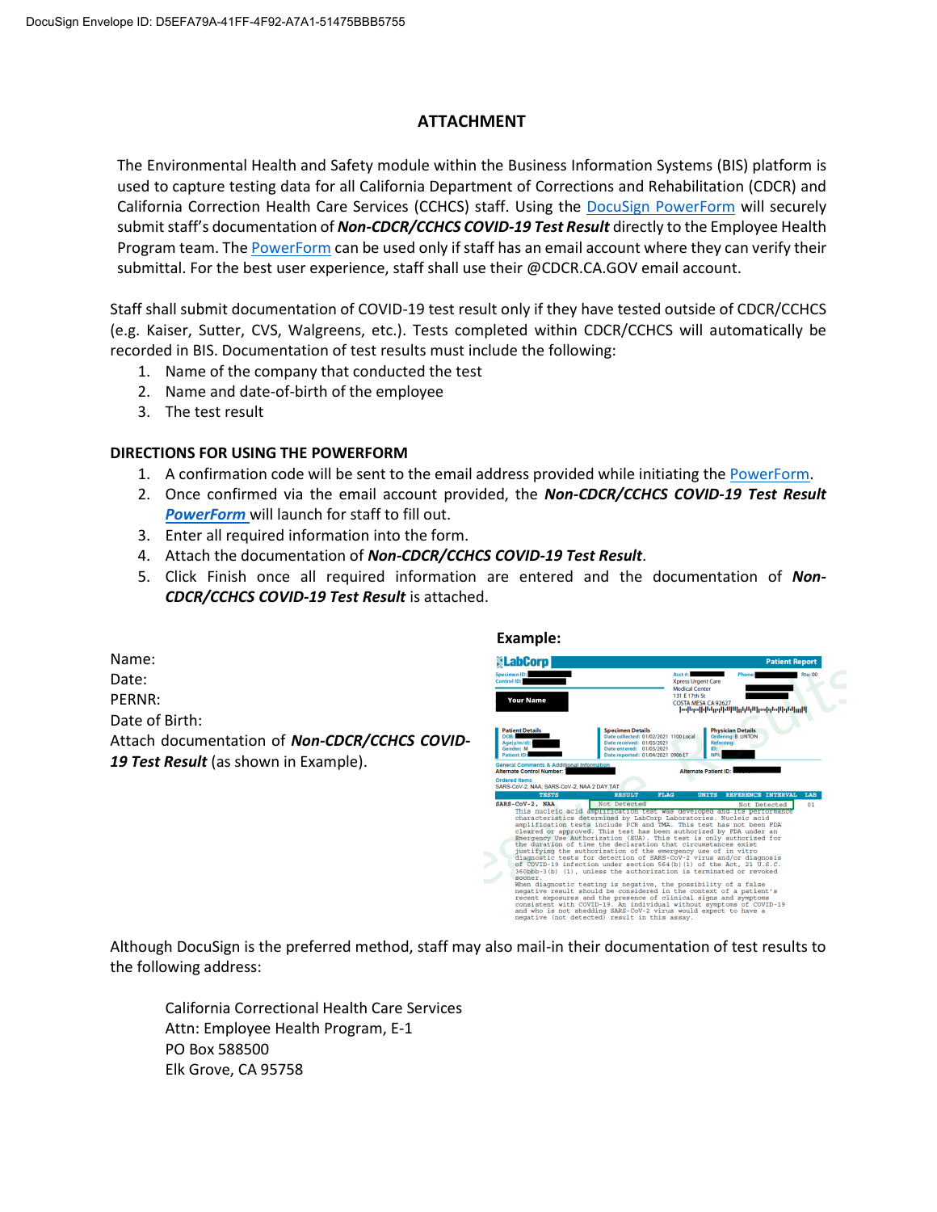# ATTACHMENT

The Environmental Health and Safety module within the Business Information Systems (BIS) platform is used to capture testing data for all California Department of Corrections and Rehabilitation (CDCR) and California Correction Health Care Services (CCHCS) staff. Using the DocuSign PowerForm will securely submit staff's documentation of ***Non-CDCR/CCHCS COVID-19 Test Result*** directly to the Employee Health Program team. The PowerForm can be used only if staff has an email account where they can verify their submittal. For the best user experience, staff shall use their @CDCR.CA.GOV email account.

Staff shall submit documentation of COVID-19 test result only if they have tested outside of CDCR/CCHCS (e.g. Kaiser, Sutter, CVS, Walgreens, etc.). Tests completed within CDCR/CCHCS will automatically be recorded in BIS. Documentation of test results must include the following:

1. Name of the company that conducted the test
2. Name and date-of-birth of the employee
3. The test result

## DIRECTIONS FOR USING THE POWERFORM

1. A confirmation code will be sent to the email address provided while initiating the PowerForm.
2. Once confirmed via the email account provided, the ***Non-CDCR/CCHCS COVID-19 Test Result PowerForm*** will launch for staff to fill out.
3. Enter all required information into the form.
4. Attach the documentation of ***Non-CDCR/CCHCS COVID-19 Test Result***.
5. Click Finish once all required information are entered and the documentation of ***Non-CDCR/CCHCS COVID-19 Test Result*** is attached.

Name:
Date:
PERNR:
Date of Birth:
Attach documentation of ***Non-CDCR/CCHCS COVID-19 Test Result*** (as shown in Example).

**Example:**

Although DocuSign is the preferred method, staff may also mail-in their documentation of test results to the following address:

California Correctional Health Care Services
Attn: Employee Health Program, E-1
PO Box 588500
Elk Grove, CA 95758